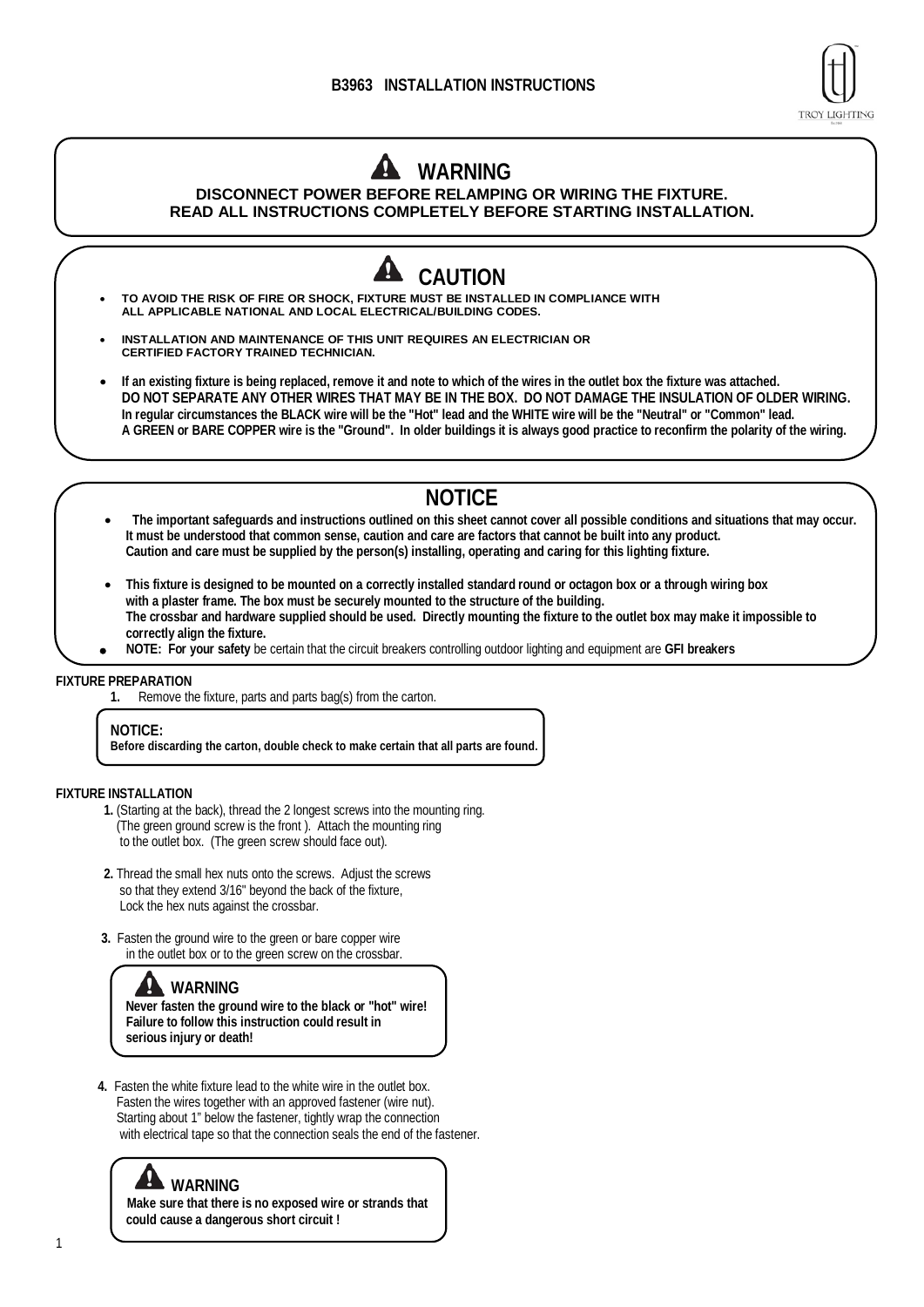# B3963 INSTALLATION INSTRUCTIONS

TROY LIGHTING

## WARNING

**DISCONNECT POWER BEFORE RELAMPING OR WIRING THE FIXTURE.**
**READ ALL INSTRUCTIONS COMPLETELY BEFORE STARTING INSTALLATION.**

## CAUTION

- **TO AVOID THE RISK OF FIRE OR SHOCK, FIXTURE MUST BE INSTALLED IN COMPLIANCE WITH ALL APPLICABLE NATIONAL AND LOCAL ELECTRICAL/BUILDING CODES.**
- **INSTALLATION AND MAINTENANCE OF THIS UNIT REQUIRES AN ELECTRICIAN OR CERTIFIED FACTORY TRAINED TECHNICIAN.**
- **If an existing fixture is being replaced, remove it and note to which of the wires in the outlet box the fixture was attached. DO NOT SEPARATE ANY OTHER WIRES THAT MAY BE IN THE BOX. DO NOT DAMAGE THE INSULATION OF OLDER WIRING. In regular circumstances the BLACK wire will be the "Hot" lead and the WHITE wire will be the "Neutral" or "Common" lead. A GREEN or BARE COPPER wire is the "Ground". In older buildings it is always good practice to reconfirm the polarity of the wiring.**

## NOTICE

- **The important safeguards and instructions outlined on this sheet cannot cover all possible conditions and situations that may occur. It must be understood that common sense, caution and care are factors that cannot be built into any product. Caution and care must be supplied by the person(s) installing, operating and caring for this lighting fixture.**
- **This fixture is designed to be mounted on a correctly installed standard round or octagon box or a through wiring box with a plaster frame. The box must be securely mounted to the structure of the building. The crossbar and hardware supplied should be used. Directly mounting the fixture to the outlet box may make it impossible to correctly align the fixture.**
- **NOTE: For your safety** be certain that the circuit breakers controlling outdoor lighting and equipment are **GFI breakers**

### FIXTURE PREPARATION

1. Remove the fixture, parts and parts bag(s) from the carton.

**NOTICE:**
**Before discarding the carton, double check to make certain that all parts are found.**

### FIXTURE INSTALLATION

1. (Starting at the back), thread the 2 longest screws into the mounting ring. (The green ground screw is the front ). Attach the mounting ring to the outlet box. (The green screw should face out).

2. Thread the small hex nuts onto the screws. Adjust the screws so that they extend 3/16" beyond the back of the fixture, Lock the hex nuts against the crossbar.

3. Fasten the ground wire to the green or bare copper wire in the outlet box or to the green screw on the crossbar.

**WARNING**
**Never fasten the ground wire to the black or "hot" wire! Failure to follow this instruction could result in serious injury or death!**

4. Fasten the white fixture lead to the white wire in the outlet box. Fasten the wires together with an approved fastener (wire nut). Starting about 1" below the fastener, tightly wrap the connection with electrical tape so that the connection seals the end of the fastener.

**WARNING**
**Make sure that there is no exposed wire or strands that could cause a dangerous short circuit !**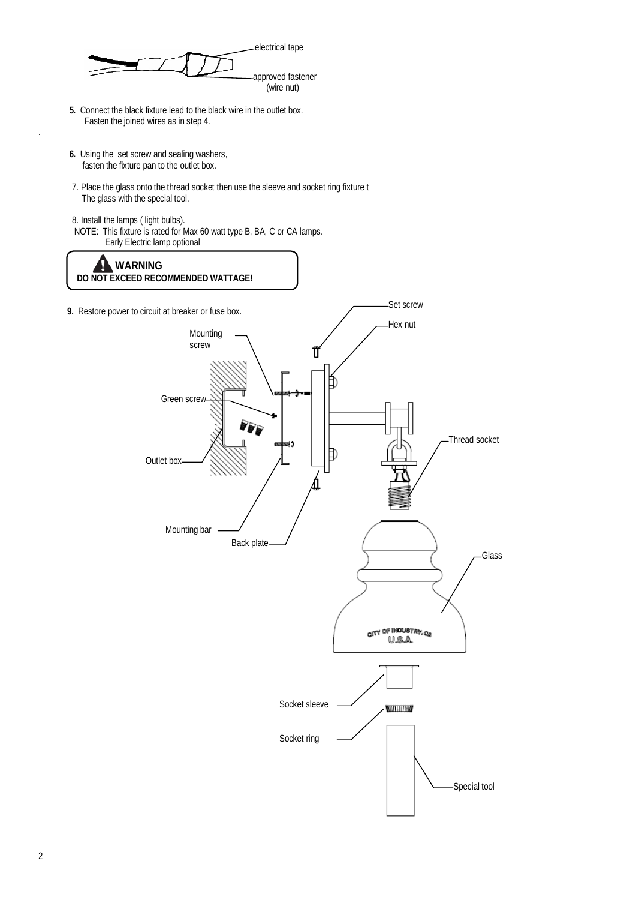electrical tape

approved fastener
(wire nut)

**5.** Connect the black fixture lead to the black wire in the outlet box.
Fasten the joined wires as in step 4.

**6.** Using the set screw and sealing washers,
fasten the fixture pan to the outlet box.

7. Place the glass onto the thread socket then use the sleeve and socket ring fixture t
The glass with the special tool.

8. Install the lamps ( light bulbs).
NOTE: This fixture is rated for Max 60 watt type B, BA, C or CA lamps.
Early Electric lamp optional

**WARNING**
**DO NOT EXCEED RECOMMENDED WATTAGE!**

**9.** Restore power to circuit at breaker or fuse box.

Set screw
Hex nut
Mounting screw
Green screw
Thread socket
Outlet box
Mounting bar
Back plate
Glass
CITY OF INDUSTRY, CA
U.S.A.
Socket sleeve
Socket ring
Special tool